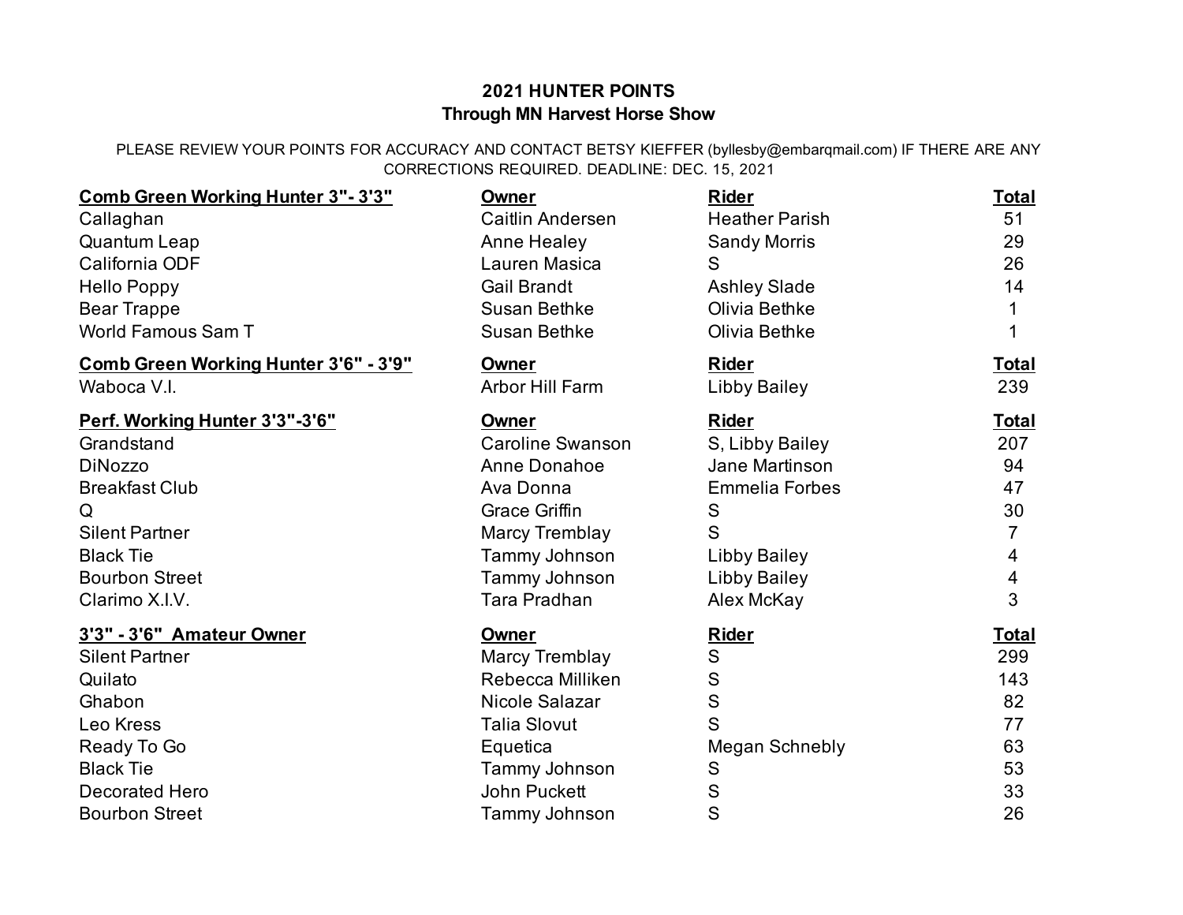# 2021 HUNTER POINTS

## Through MN Harvest Horse Show

PLEASE REVIEW YOUR POINTS FOR ACCURACY AND CONTACT BETSY KIEFFER (byllesby@embarqmail.com) IF THERE ARE ANY CORRECTIONS REQUIRED. DEADLINE: DEC. 15, 2021

| Comb Green Working Hunter 3"- 3'3" | Owner | Rider | Total |
|---|---|---|---|
| Callaghan | Caitlin Andersen | Heather Parish | 51 |
| Quantum Leap | Anne Healey | Sandy Morris | 29 |
| California ODF | Lauren Masica | S | 26 |
| Hello Poppy | Gail Brandt | Ashley Slade | 14 |
| Bear Trappe | Susan Bethke | Olivia Bethke | 1 |
| World Famous Sam T | Susan Bethke | Olivia Bethke | 1 |

| Comb Green Working Hunter 3'6" - 3'9" | Owner | Rider | Total |
|---|---|---|---|
| Waboca V.I. | Arbor Hill Farm | Libby Bailey | 239 |

| Perf. Working Hunter 3'3"-3'6" | Owner | Rider | Total |
|---|---|---|---|
| Grandstand | Caroline Swanson | S, Libby Bailey | 207 |
| DiNozzo | Anne Donahoe | Jane Martinson | 94 |
| Breakfast Club | Ava Donna | Emmelia Forbes | 47 |
| Q | Grace Griffin | S | 30 |
| Silent Partner | Marcy Tremblay | S | 7 |
| Black Tie | Tammy Johnson | Libby Bailey | 4 |
| Bourbon Street | Tammy Johnson | Libby Bailey | 4 |
| Clarimo X.I.V. | Tara Pradhan | Alex McKay | 3 |

| 3'3" - 3'6" Amateur Owner | Owner | Rider | Total |
|---|---|---|---|
| Silent Partner | Marcy Tremblay | S | 299 |
| Quilato | Rebecca Milliken | S | 143 |
| Ghabon | Nicole Salazar | S | 82 |
| Leo Kress | Talia Slovut | S | 77 |
| Ready To Go | Equetica | Megan Schnebly | 63 |
| Black Tie | Tammy Johnson | S | 53 |
| Decorated Hero | John Puckett | S | 33 |
| Bourbon Street | Tammy Johnson | S | 26 |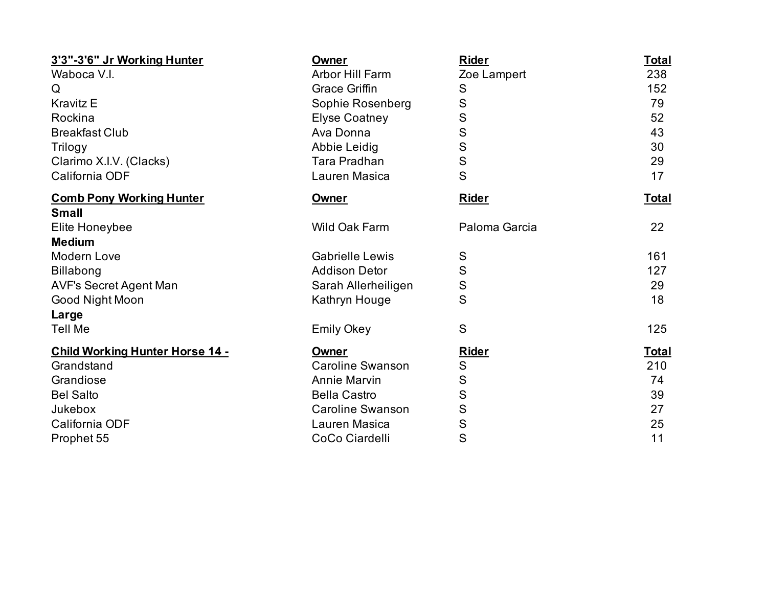| **3'3"-3'6" Jr Working Hunter** | **Owner** | **Rider** | **Total** |
|---|---|---|---|
| Waboca V.I. | Arbor Hill Farm | Zoe Lampert | 238 |
| Q | Grace Griffin | S | 152 |
| Kravitz E | Sophie Rosenberg | S | 79 |
| Rockina | Elyse Coatney | S | 52 |
| Breakfast Club | Ava Donna | S | 43 |
| Trilogy | Abbie Leidig | S | 30 |
| Clarimo X.I.V. (Clacks) | Tara Pradhan | S | 29 |
| California ODF | Lauren Masica | S | 17 |

| **Comb Pony Working Hunter** | **Owner** | **Rider** | **Total** |
|---|---|---|---|
| **Small** | | | |
| Elite Honeybee | Wild Oak Farm | Paloma Garcia | 22 |
| **Medium** | | | |
| Modern Love | Gabrielle Lewis | S | 161 |
| Billabong | Addison Detor | S | 127 |
| AVF's Secret Agent Man | Sarah Allerheiligen | S | 29 |
| Good Night Moon | Kathryn Houge | S | 18 |
| **Large** | | | |
| Tell Me | Emily Okey | S | 125 |

| **Child Working Hunter Horse 14 -** | **Owner** | **Rider** | **Total** |
|---|---|---|---|
| Grandstand | Caroline Swanson | S | 210 |
| Grandiose | Annie Marvin | S | 74 |
| Bel Salto | Bella Castro | S | 39 |
| Jukebox | Caroline Swanson | S | 27 |
| California ODF | Lauren Masica | S | 25 |
| Prophet 55 | CoCo Ciardelli | S | 11 |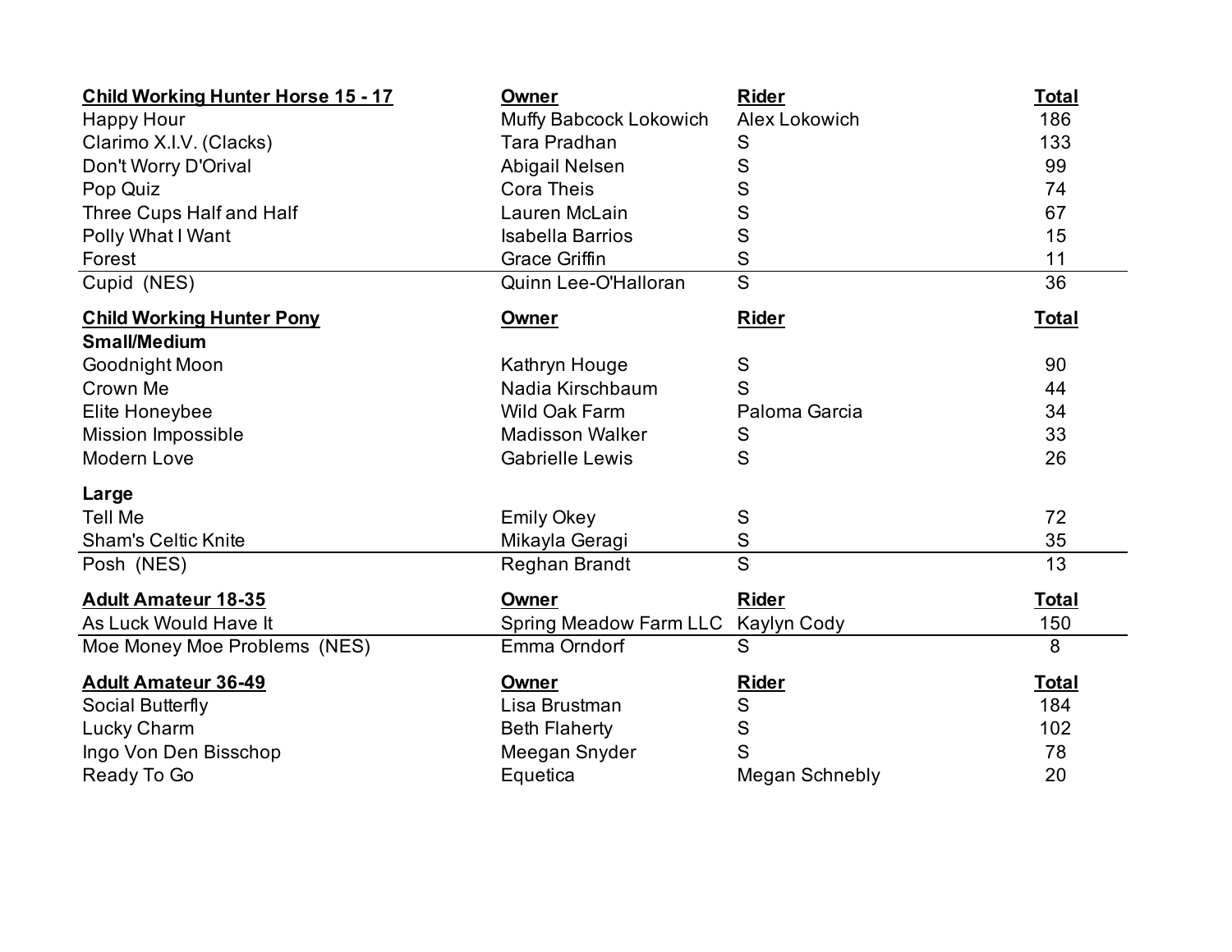| **Child Working Hunter Horse 15 - 17** | **Owner** | **Rider** | **Total** |
| --- | --- | --- | --- |
| Happy Hour | Muffy Babcock Lokowich | Alex Lokowich | 186 |
| Clarimo X.I.V. (Clacks) | Tara Pradhan | S | 133 |
| Don't Worry D'Orival | Abigail Nelsen | S | 99 |
| Pop Quiz | Cora Theis | S | 74 |
| Three Cups Half and Half | Lauren McLain | S | 67 |
| Polly What I Want | Isabella Barrios | S | 15 |
| Forest | Grace Griffin | S | 11 |
| Cupid (NES) | Quinn Lee-O'Halloran | S | 36 |

| **Child Working Hunter Pony** | **Owner** | **Rider** | **Total** |
| --- | --- | --- | --- |
| **Small/Medium** | | | |
| Goodnight Moon | Kathryn Houge | S | 90 |
| Crown Me | Nadia Kirschbaum | S | 44 |
| Elite Honeybee | Wild Oak Farm | Paloma Garcia | 34 |
| Mission Impossible | Madisson Walker | S | 33 |
| Modern Love | Gabrielle Lewis | S | 26 |
| **Large** | | | |
| Tell Me | Emily Okey | S | 72 |
| Sham's Celtic Knite | Mikayla Geragi | S | 35 |
| Posh (NES) | Reghan Brandt | S | 13 |

| **Adult Amateur 18-35** | **Owner** | **Rider** | **Total** |
| --- | --- | --- | --- |
| As Luck Would Have It | Spring Meadow Farm LLC | Kaylyn Cody | 150 |
| Moe Money Moe Problems (NES) | Emma Orndorf | S | 8 |

| **Adult Amateur 36-49** | **Owner** | **Rider** | **Total** |
| --- | --- | --- | --- |
| Social Butterfly | Lisa Brustman | S | 184 |
| Lucky Charm | Beth Flaherty | S | 102 |
| Ingo Von Den Bisschop | Meegan Snyder | S | 78 |
| Ready To Go | Equetica | Megan Schnebly | 20 |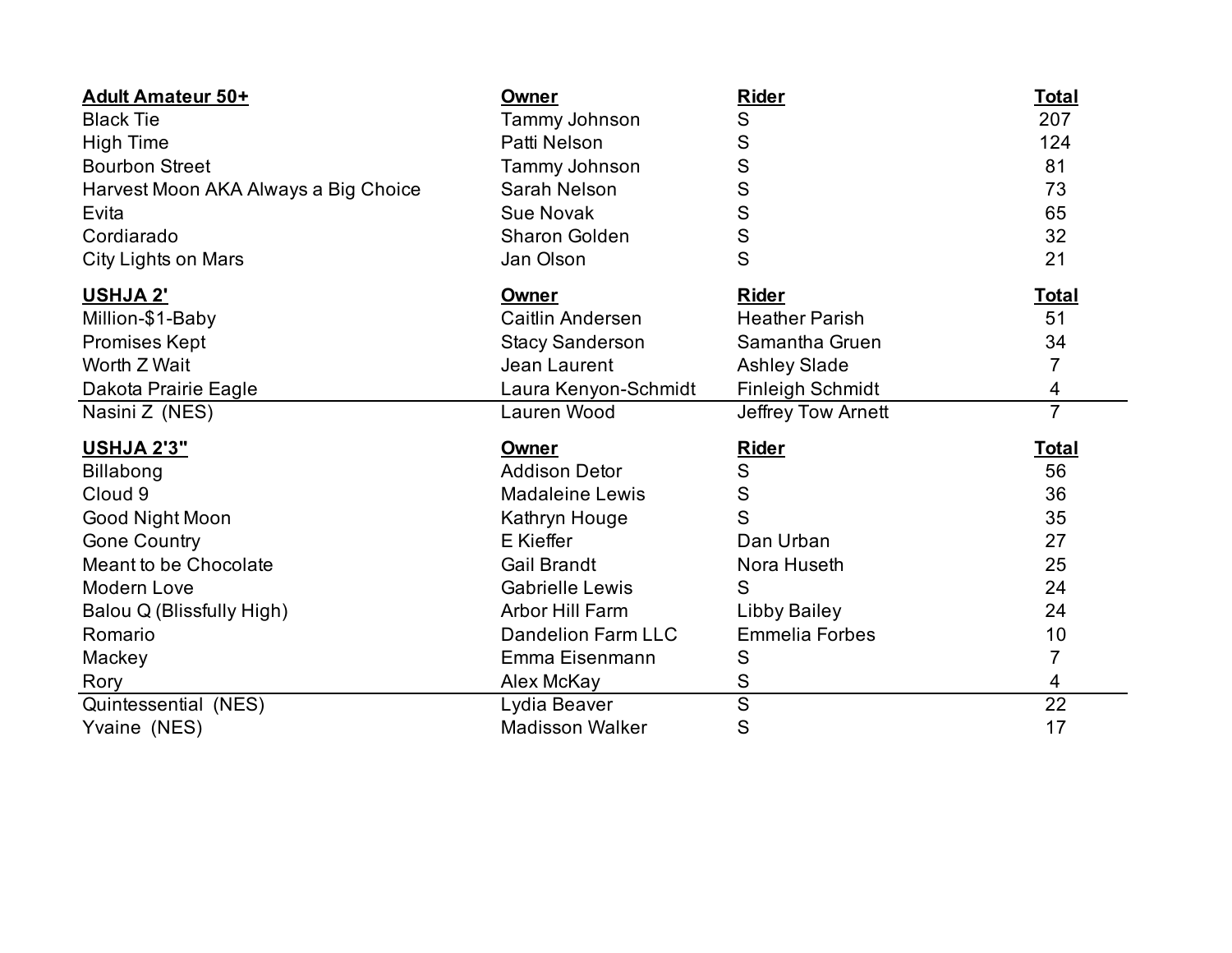| **Adult Amateur 50+** | **Owner** | **Rider** | **Total** |
|---|---|---|---|
| Black Tie | Tammy Johnson | S | 207 |
| High Time | Patti Nelson | S | 124 |
| Bourbon Street | Tammy Johnson | S | 81 |
| Harvest Moon AKA Always a Big Choice | Sarah Nelson | S | 73 |
| Evita | Sue Novak | S | 65 |
| Cordiarado | Sharon Golden | S | 32 |
| City Lights on Mars | Jan Olson | S | 21 |

| **USHJA 2'** | **Owner** | **Rider** | **Total** |
|---|---|---|---|
| Million-$1-Baby | Caitlin Andersen | Heather Parish | 51 |
| Promises Kept | Stacy Sanderson | Samantha Gruen | 34 |
| Worth Z Wait | Jean Laurent | Ashley Slade | 7 |
| Dakota Prairie Eagle | Laura Kenyon-Schmidt | Finleigh Schmidt | 4 |
| Nasini Z (NES) | Lauren Wood | Jeffrey Tow Arnett | 7 |

| **USHJA 2'3"** | **Owner** | **Rider** | **Total** |
|---|---|---|---|
| Billabong | Addison Detor | S | 56 |
| Cloud 9 | Madaleine Lewis | S | 36 |
| Good Night Moon | Kathryn Houge | S | 35 |
| Gone Country | E Kieffer | Dan Urban | 27 |
| Meant to be Chocolate | Gail Brandt | Nora Huseth | 25 |
| Modern Love | Gabrielle Lewis | S | 24 |
| Balou Q (Blissfully High) | Arbor Hill Farm | Libby Bailey | 24 |
| Romario | Dandelion Farm LLC | Emmelia Forbes | 10 |
| Mackey | Emma Eisenmann | S | 7 |
| Rory | Alex McKay | S | 4 |
| Quintessential (NES) | Lydia Beaver | S | 22 |
| Yvaine (NES) | Madisson Walker | S | 17 |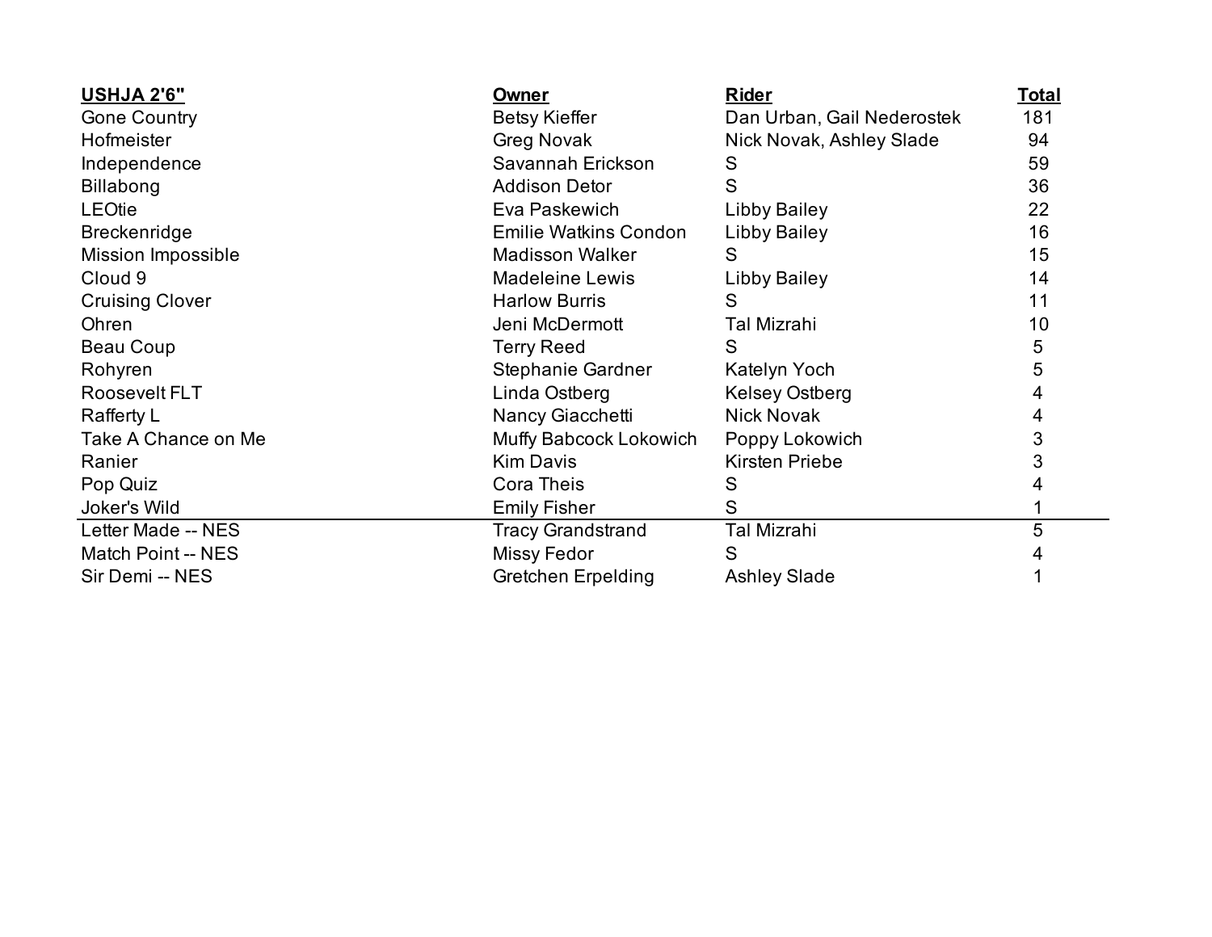| USHJA 2'6" | Owner | Rider | Total |
|---|---|---|---|
| Gone Country | Betsy Kieffer | Dan Urban, Gail Nederostek | 181 |
| Hofmeister | Greg Novak | Nick Novak, Ashley Slade | 94 |
| Independence | Savannah Erickson | S | 59 |
| Billabong | Addison Detor | S | 36 |
| LEOtie | Eva Paskewich | Libby Bailey | 22 |
| Breckenridge | Emilie Watkins Condon | Libby Bailey | 16 |
| Mission Impossible | Madisson Walker | S | 15 |
| Cloud 9 | Madeleine Lewis | Libby Bailey | 14 |
| Cruising Clover | Harlow Burris | S | 11 |
| Ohren | Jeni McDermott | Tal Mizrahi | 10 |
| Beau Coup | Terry Reed | S | 5 |
| Rohyren | Stephanie Gardner | Katelyn Yoch | 5 |
| Roosevelt FLT | Linda Ostberg | Kelsey Ostberg | 4 |
| Rafferty L | Nancy Giacchetti | Nick Novak | 4 |
| Take A Chance on Me | Muffy Babcock Lokowich | Poppy Lokowich | 3 |
| Ranier | Kim Davis | Kirsten Priebe | 3 |
| Pop Quiz | Cora Theis | S | 4 |
| Joker's Wild | Emily Fisher | S | 1 |
| Letter Made -- NES | Tracy Grandstrand | Tal Mizrahi | 5 |
| Match Point -- NES | Missy Fedor | S | 4 |
| Sir Demi -- NES | Gretchen Erpelding | Ashley Slade | 1 |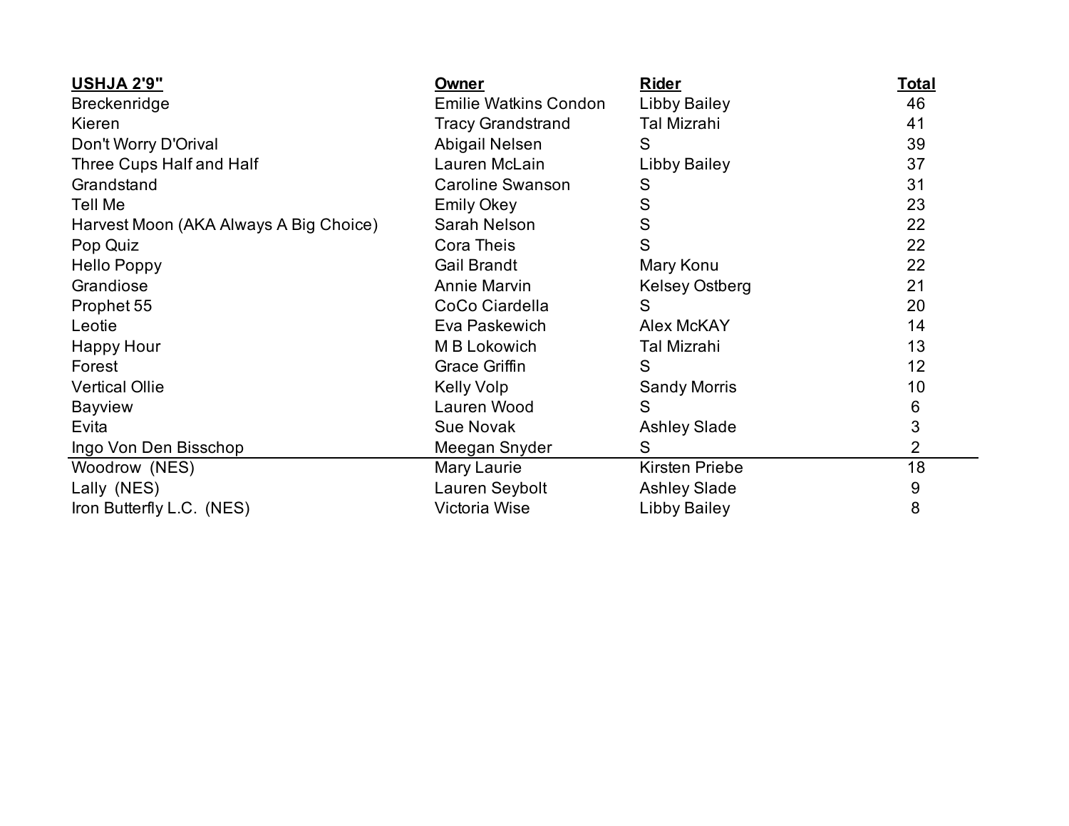| USHJA 2'9" | Owner | Rider | Total |
|---|---|---|---|
| Breckenridge | Emilie Watkins Condon | Libby Bailey | 46 |
| Kieren | Tracy Grandstrand | Tal Mizrahi | 41 |
| Don't Worry D'Orival | Abigail Nelsen | S | 39 |
| Three Cups Half and Half | Lauren McLain | Libby Bailey | 37 |
| Grandstand | Caroline Swanson | S | 31 |
| Tell Me | Emily Okey | S | 23 |
| Harvest Moon (AKA Always A Big Choice) | Sarah Nelson | S | 22 |
| Pop Quiz | Cora Theis | S | 22 |
| Hello Poppy | Gail Brandt | Mary Konu | 22 |
| Grandiose | Annie Marvin | Kelsey Ostberg | 21 |
| Prophet 55 | CoCo Ciardella | S | 20 |
| Leotie | Eva Paskewich | Alex McKAY | 14 |
| Happy Hour | M B Lokowich | Tal Mizrahi | 13 |
| Forest | Grace Griffin | S | 12 |
| Vertical Ollie | Kelly Volp | Sandy Morris | 10 |
| Bayview | Lauren Wood | S | 6 |
| Evita | Sue Novak | Ashley Slade | 3 |
| Ingo Von Den Bisschop | Meegan Snyder | S | 2 |
| Woodrow (NES) | Mary Laurie | Kirsten Priebe | 18 |
| Lally (NES) | Lauren Seybolt | Ashley Slade | 9 |
| Iron Butterfly L.C. (NES) | Victoria Wise | Libby Bailey | 8 |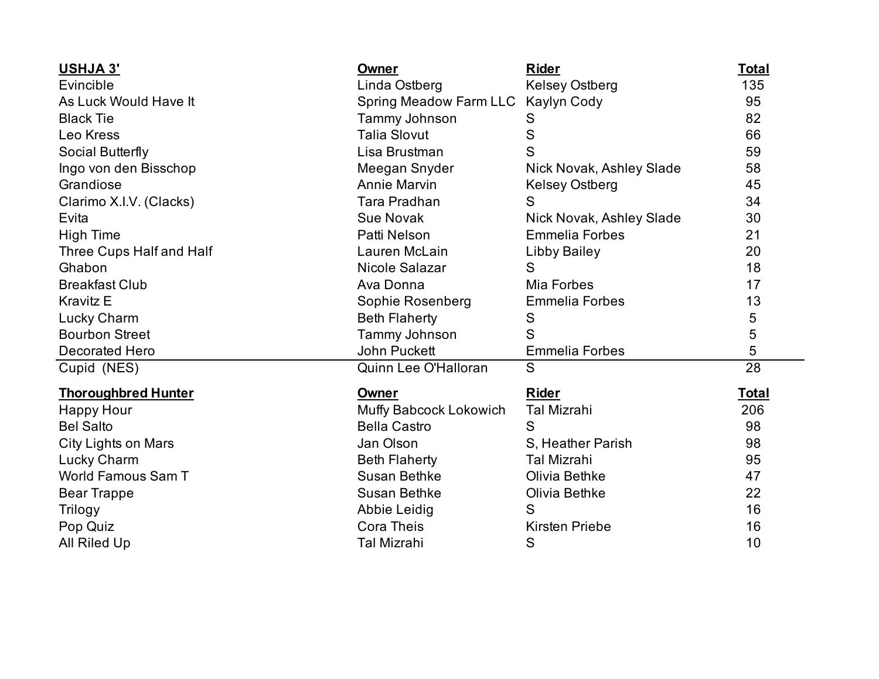| USHJA 3' | Owner | Rider | Total |
|---|---|---|---|
| Evincible | Linda Ostberg | Kelsey Ostberg | 135 |
| As Luck Would Have It | Spring Meadow Farm LLC | Kaylyn Cody | 95 |
| Black Tie | Tammy Johnson | S | 82 |
| Leo Kress | Talia Slovut | S | 66 |
| Social Butterfly | Lisa Brustman | S | 59 |
| Ingo von den Bisschop | Meegan Snyder | Nick Novak, Ashley Slade | 58 |
| Grandiose | Annie Marvin | Kelsey Ostberg | 45 |
| Clarimo X.I.V. (Clacks) | Tara Pradhan | S | 34 |
| Evita | Sue Novak | Nick Novak, Ashley Slade | 30 |
| High Time | Patti Nelson | Emmelia Forbes | 21 |
| Three Cups Half and Half | Lauren McLain | Libby Bailey | 20 |
| Ghabon | Nicole Salazar | S | 18 |
| Breakfast Club | Ava Donna | Mia Forbes | 17 |
| Kravitz E | Sophie Rosenberg | Emmelia Forbes | 13 |
| Lucky Charm | Beth Flaherty | S | 5 |
| Bourbon Street | Tammy Johnson | S | 5 |
| Decorated Hero | John Puckett | Emmelia Forbes | 5 |
| Cupid (NES) | Quinn Lee O'Halloran | S | 28 |

| Thoroughbred Hunter | Owner | Rider | Total |
|---|---|---|---|
| Happy Hour | Muffy Babcock Lokowich | Tal Mizrahi | 206 |
| Bel Salto | Bella Castro | S | 98 |
| City Lights on Mars | Jan Olson | S, Heather Parish | 98 |
| Lucky Charm | Beth Flaherty | Tal Mizrahi | 95 |
| World Famous Sam T | Susan Bethke | Olivia Bethke | 47 |
| Bear Trappe | Susan Bethke | Olivia Bethke | 22 |
| Trilogy | Abbie Leidig | S | 16 |
| Pop Quiz | Cora Theis | Kirsten Priebe | 16 |
| All Riled Up | Tal Mizrahi | S | 10 |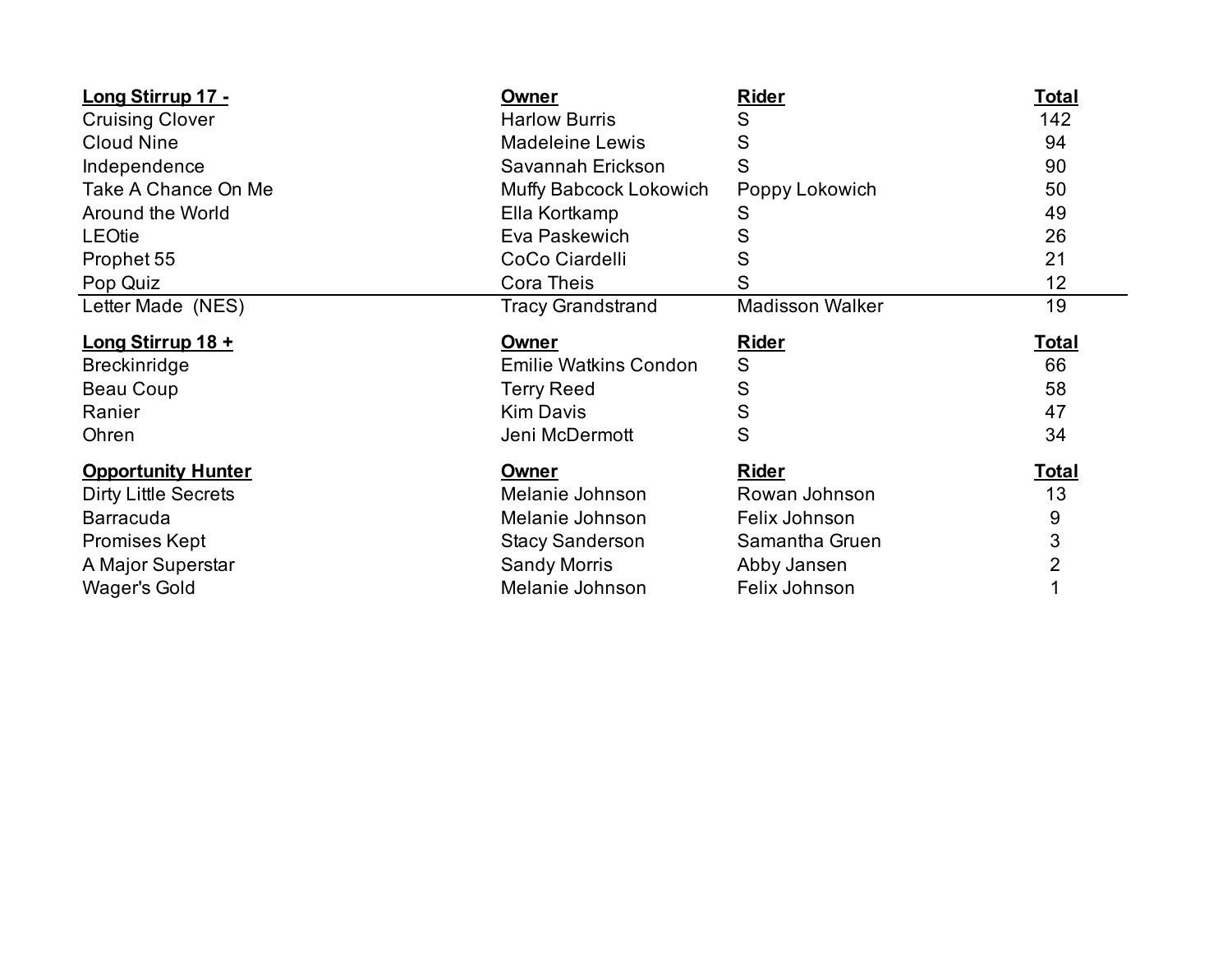| Long Stirrup 17 - | Owner | Rider | Total |
|---|---|---|---|
| Cruising Clover | Harlow Burris | S | 142 |
| Cloud Nine | Madeleine Lewis | S | 94 |
| Independence | Savannah Erickson | S | 90 |
| Take A Chance On Me | Muffy Babcock Lokowich | Poppy Lokowich | 50 |
| Around the World | Ella Kortkamp | S | 49 |
| LEOtie | Eva Paskewich | S | 26 |
| Prophet 55 | CoCo Ciardelli | S | 21 |
| Pop Quiz | Cora Theis | S | 12 |
| Letter Made (NES) | Tracy Grandstrand | Madisson Walker | 19 |

| Long Stirrup 18 + | Owner | Rider | Total |
|---|---|---|---|
| Breckinridge | Emilie Watkins Condon | S | 66 |
| Beau Coup | Terry Reed | S | 58 |
| Ranier | Kim Davis | S | 47 |
| Ohren | Jeni McDermott | S | 34 |

| Opportunity Hunter | Owner | Rider | Total |
|---|---|---|---|
| Dirty Little Secrets | Melanie Johnson | Rowan Johnson | 13 |
| Barracuda | Melanie Johnson | Felix Johnson | 9 |
| Promises Kept | Stacy Sanderson | Samantha Gruen | 3 |
| A Major Superstar | Sandy Morris | Abby Jansen | 2 |
| Wager's Gold | Melanie Johnson | Felix Johnson | 1 |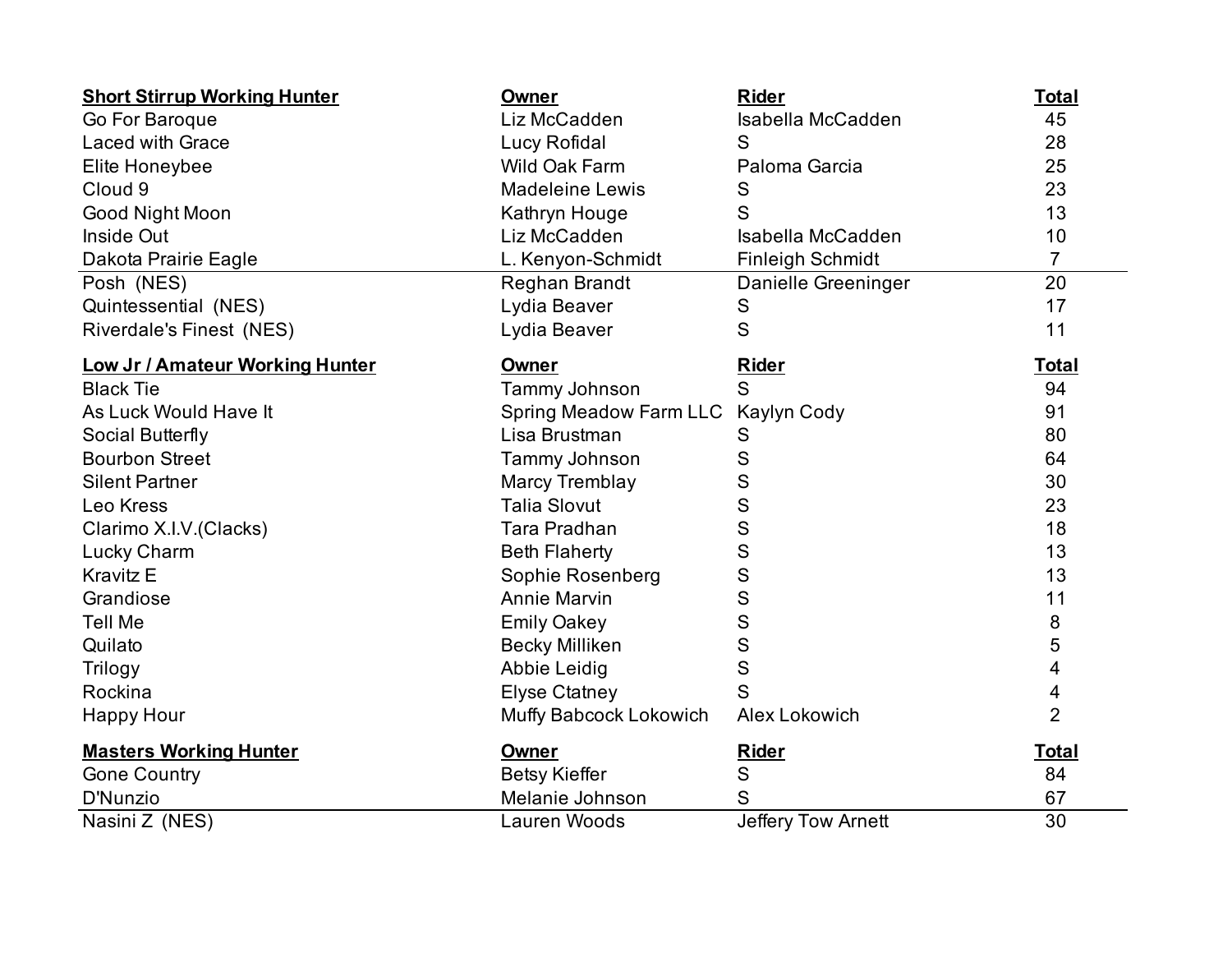| Short Stirrup Working Hunter | Owner | Rider | Total |
|---|---|---|---|
| Go For Baroque | Liz McCadden | Isabella McCadden | 45 |
| Laced with Grace | Lucy Rofidal | S | 28 |
| Elite Honeybee | Wild Oak Farm | Paloma Garcia | 25 |
| Cloud 9 | Madeleine Lewis | S | 23 |
| Good Night Moon | Kathryn Houge | S | 13 |
| Inside Out | Liz McCadden | Isabella McCadden | 10 |
| Dakota Prairie Eagle | L. Kenyon-Schmidt | Finleigh Schmidt | 7 |
| Posh (NES) | Reghan Brandt | Danielle Greeninger | 20 |
| Quintessential (NES) | Lydia Beaver | S | 17 |
| Riverdale's Finest (NES) | Lydia Beaver | S | 11 |

| Low Jr / Amateur Working Hunter | Owner | Rider | Total |
|---|---|---|---|
| Black Tie | Tammy Johnson | S | 94 |
| As Luck Would Have It | Spring Meadow Farm LLC | Kaylyn Cody | 91 |
| Social Butterfly | Lisa Brustman | S | 80 |
| Bourbon Street | Tammy Johnson | S | 64 |
| Silent Partner | Marcy Tremblay | S | 30 |
| Leo Kress | Talia Slovut | S | 23 |
| Clarimo X.I.V.(Clacks) | Tara Pradhan | S | 18 |
| Lucky Charm | Beth Flaherty | S | 13 |
| Kravitz E | Sophie Rosenberg | S | 13 |
| Grandiose | Annie Marvin | S | 11 |
| Tell Me | Emily Oakey | S | 8 |
| Quilato | Becky Milliken | S | 5 |
| Trilogy | Abbie Leidig | S | 4 |
| Rockina | Elyse Ctatney | S | 4 |
| Happy Hour | Muffy Babcock Lokowich | Alex Lokowich | 2 |

| Masters Working Hunter | Owner | Rider | Total |
|---|---|---|---|
| Gone Country | Betsy Kieffer | S | 84 |
| D'Nunzio | Melanie Johnson | S | 67 |
| Nasini Z (NES) | Lauren Woods | Jeffery Tow Arnett | 30 |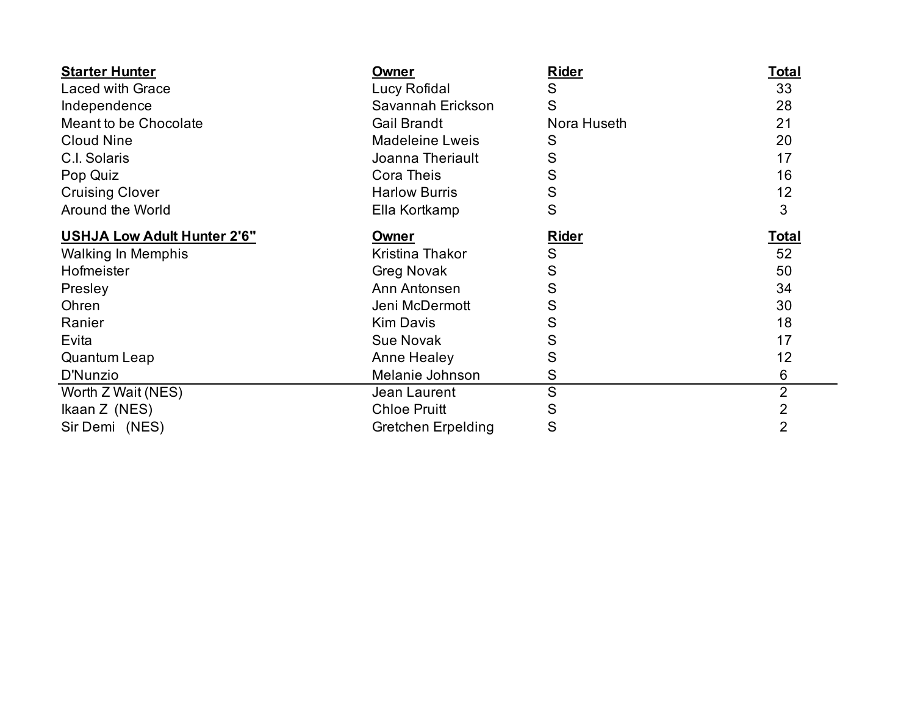| Starter Hunter | Owner | Rider | Total |
|---|---|---|---|
| Laced with Grace | Lucy Rofidal | S | 33 |
| Independence | Savannah Erickson | S | 28 |
| Meant to be Chocolate | Gail Brandt | Nora Huseth | 21 |
| Cloud Nine | Madeleine Lweis | S | 20 |
| C.I. Solaris | Joanna Theriault | S | 17 |
| Pop Quiz | Cora Theis | S | 16 |
| Cruising Clover | Harlow Burris | S | 12 |
| Around the World | Ella Kortkamp | S | 3 |

| USHJA Low Adult Hunter 2'6" | Owner | Rider | Total |
|---|---|---|---|
| Walking In Memphis | Kristina Thakor | S | 52 |
| Hofmeister | Greg Novak | S | 50 |
| Presley | Ann Antonsen | S | 34 |
| Ohren | Jeni McDermott | S | 30 |
| Ranier | Kim Davis | S | 18 |
| Evita | Sue Novak | S | 17 |
| Quantum Leap | Anne Healey | S | 12 |
| D'Nunzio | Melanie Johnson | S | 6 |
| Worth Z Wait (NES) | Jean Laurent | S | 2 |
| Ikaan Z (NES) | Chloe Pruitt | S | 2 |
| Sir Demi (NES) | Gretchen Erpelding | S | 2 |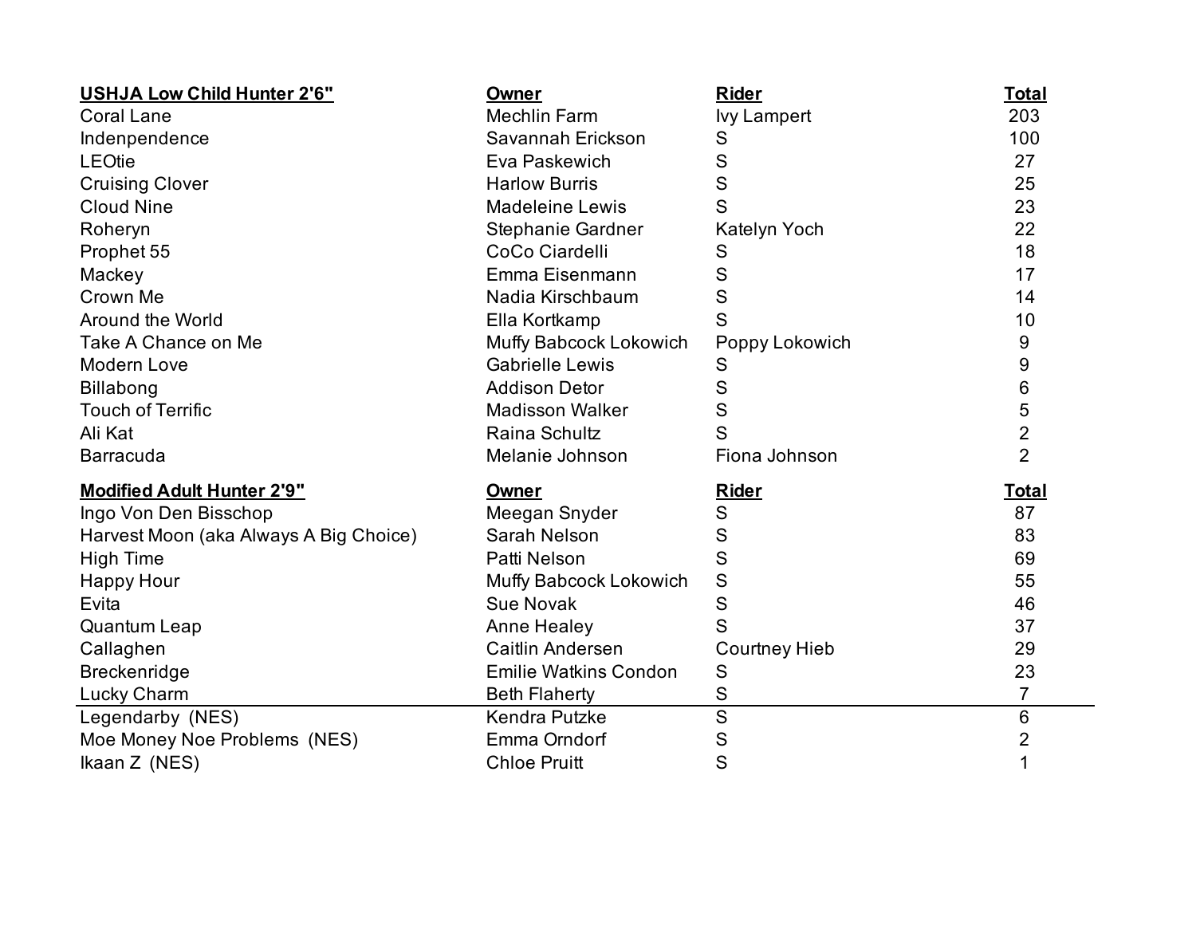| USHJA Low Child Hunter 2'6" | Owner | Rider | Total |
| --- | --- | --- | --- |
| Coral Lane | Mechlin Farm | Ivy Lampert | 203 |
| Indenpendence | Savannah Erickson | S | 100 |
| LEOtie | Eva Paskewich | S | 27 |
| Cruising Clover | Harlow Burris | S | 25 |
| Cloud Nine | Madeleine Lewis | S | 23 |
| Roheryn | Stephanie Gardner | Katelyn Yoch | 22 |
| Prophet 55 | CoCo Ciardelli | S | 18 |
| Mackey | Emma Eisenmann | S | 17 |
| Crown Me | Nadia Kirschbaum | S | 14 |
| Around the World | Ella Kortkamp | S | 10 |
| Take A Chance on Me | Muffy Babcock Lokowich | Poppy Lokowich | 9 |
| Modern Love | Gabrielle Lewis | S | 9 |
| Billabong | Addison Detor | S | 6 |
| Touch of Terrific | Madisson Walker | S | 5 |
| Ali Kat | Raina Schultz | S | 2 |
| Barracuda | Melanie Johnson | Fiona Johnson | 2 |

| Modified Adult Hunter 2'9" | Owner | Rider | Total |
| --- | --- | --- | --- |
| Ingo Von Den Bisschop | Meegan Snyder | S | 87 |
| Harvest Moon (aka Always A Big Choice) | Sarah Nelson | S | 83 |
| High Time | Patti Nelson | S | 69 |
| Happy Hour | Muffy Babcock Lokowich | S | 55 |
| Evita | Sue Novak | S | 46 |
| Quantum Leap | Anne Healey | S | 37 |
| Callaghen | Caitlin Andersen | Courtney Hieb | 29 |
| Breckenridge | Emilie Watkins Condon | S | 23 |
| Lucky Charm | Beth Flaherty | S | 7 |
| Legendarby (NES) | Kendra Putzke | S | 6 |
| Moe Money Noe Problems (NES) | Emma Orndorf | S | 2 |
| Ikaan Z (NES) | Chloe Pruitt | S | 1 |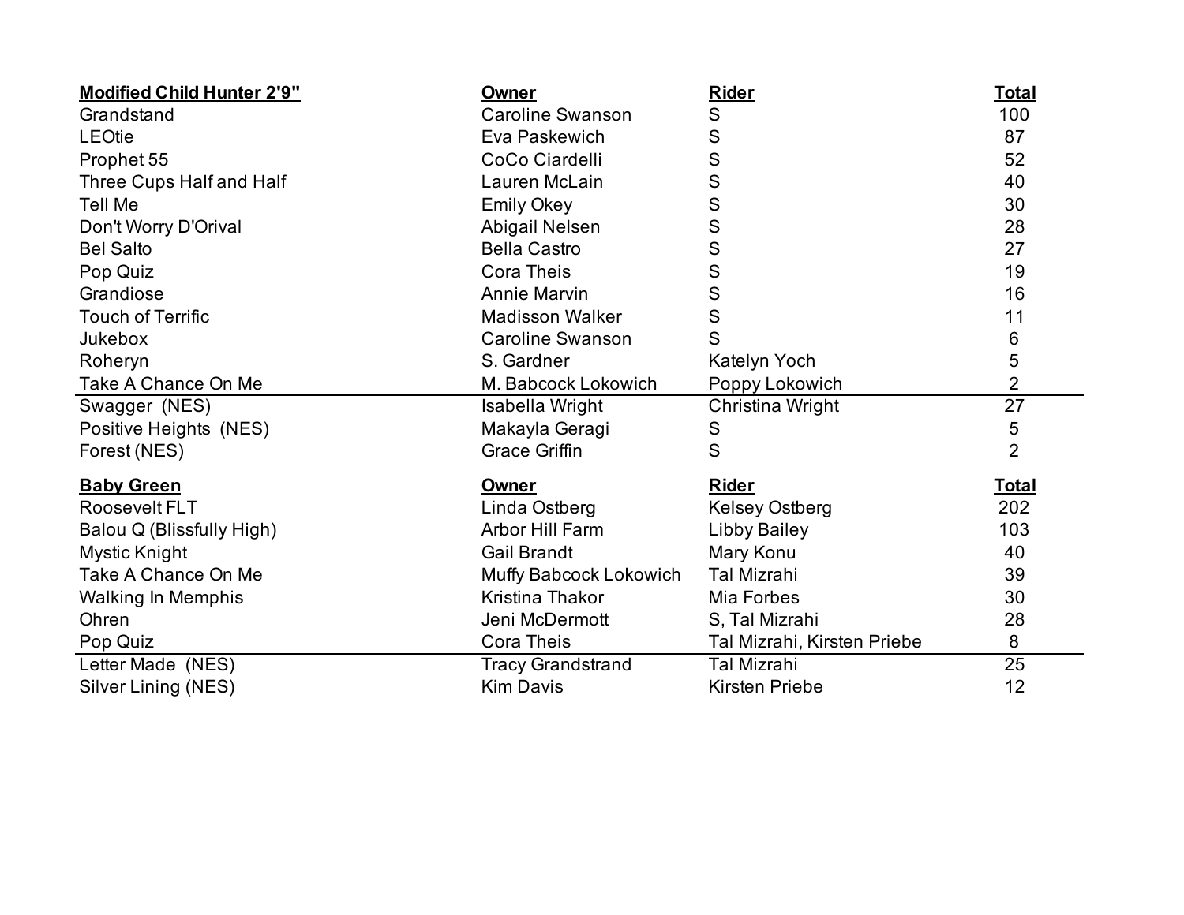| Modified Child Hunter 2'9" | Owner | Rider | Total |
|---|---|---|---|
| Grandstand | Caroline Swanson | S | 100 |
| LEOtie | Eva Paskewich | S | 87 |
| Prophet 55 | CoCo Ciardelli | S | 52 |
| Three Cups Half and Half | Lauren McLain | S | 40 |
| Tell Me | Emily Okey | S | 30 |
| Don't Worry D'Orival | Abigail Nelsen | S | 28 |
| Bel Salto | Bella Castro | S | 27 |
| Pop Quiz | Cora Theis | S | 19 |
| Grandiose | Annie Marvin | S | 16 |
| Touch of Terrific | Madisson Walker | S | 11 |
| Jukebox | Caroline Swanson | S | 6 |
| Roheryn | S. Gardner | Katelyn Yoch | 5 |
| Take A Chance On Me | M. Babcock Lokowich | Poppy Lokowich | 2 |
| Swagger (NES) | Isabella Wright | Christina Wright | 27 |
| Positive Heights (NES) | Makayla Geragi | S | 5 |
| Forest (NES) | Grace Griffin | S | 2 |

| Baby Green | Owner | Rider | Total |
|---|---|---|---|
| Roosevelt FLT | Linda Ostberg | Kelsey Ostberg | 202 |
| Balou Q (Blissfully High) | Arbor Hill Farm | Libby Bailey | 103 |
| Mystic Knight | Gail Brandt | Mary Konu | 40 |
| Take A Chance On Me | Muffy Babcock Lokowich | Tal Mizrahi | 39 |
| Walking In Memphis | Kristina Thakor | Mia Forbes | 30 |
| Ohren | Jeni McDermott | S, Tal Mizrahi | 28 |
| Pop Quiz | Cora Theis | Tal Mizrahi, Kirsten Priebe | 8 |
| Letter Made (NES) | Tracy Grandstrand | Tal Mizrahi | 25 |
| Silver Lining (NES) | Kim Davis | Kirsten Priebe | 12 |